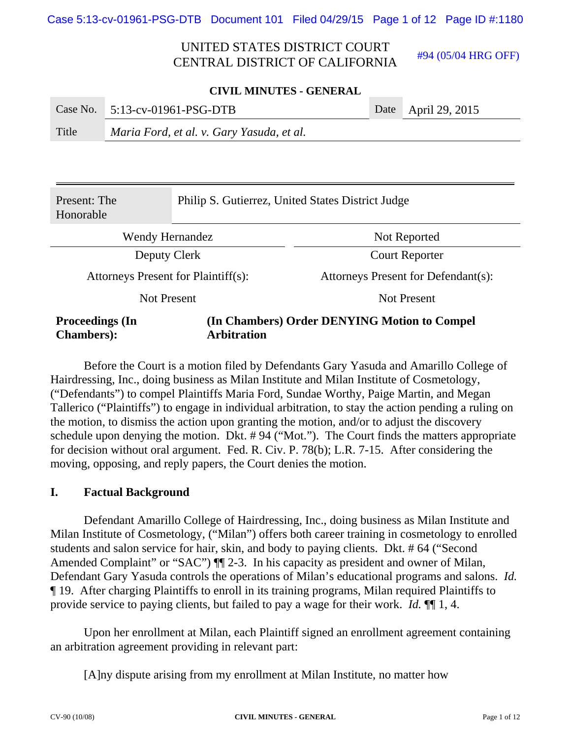UNITED STATES DISTRICT COURT
CENTRAL DISTRICT OF CALIFORNIA

#94 (05/04 HRG OFF)

**CIVIL MINUTES - GENERAL**

| Case No. | 5:13-cv-01961-PSG-DTB | Date | April 29, 2015 |
|---|---|---|---|
| Title | *Maria Ford, et al. v. Gary Yasuda, et al.* | | |

| Present: The Honorable | Philip S. Gutierrez, United States District Judge |
|---|---|

| Wendy Hernandez | Not Reported |
|---|---|
| Deputy Clerk | Court Reporter |
| Attorneys Present for Plaintiff(s): | Attorneys Present for Defendant(s): |
| Not Present | Not Present |

**Proceedings (In Chambers):** **(In Chambers) Order DENYING Motion to Compel Arbitration**

Before the Court is a motion filed by Defendants Gary Yasuda and Amarillo College of Hairdressing, Inc., doing business as Milan Institute and Milan Institute of Cosmetology, ("Defendants") to compel Plaintiffs Maria Ford, Sundae Worthy, Paige Martin, and Megan Tallerico ("Plaintiffs") to engage in individual arbitration, to stay the action pending a ruling on the motion, to dismiss the action upon granting the motion, and/or to adjust the discovery schedule upon denying the motion. Dkt. # 94 ("Mot."). The Court finds the matters appropriate for decision without oral argument. Fed. R. Civ. P. 78(b); L.R. 7-15. After considering the moving, opposing, and reply papers, the Court denies the motion.

## I. Factual Background

Defendant Amarillo College of Hairdressing, Inc., doing business as Milan Institute and Milan Institute of Cosmetology, ("Milan") offers both career training in cosmetology to enrolled students and salon service for hair, skin, and body to paying clients. Dkt. # 64 ("Second Amended Complaint" or "SAC") ¶¶ 2-3. In his capacity as president and owner of Milan, Defendant Gary Yasuda controls the operations of Milan's educational programs and salons. *Id.* ¶ 19. After charging Plaintiffs to enroll in its training programs, Milan required Plaintiffs to provide service to paying clients, but failed to pay a wage for their work. *Id.* ¶¶ 1, 4.

Upon her enrollment at Milan, each Plaintiff signed an enrollment agreement containing an arbitration agreement providing in relevant part:

> [A]ny dispute arising from my enrollment at Milan Institute, no matter how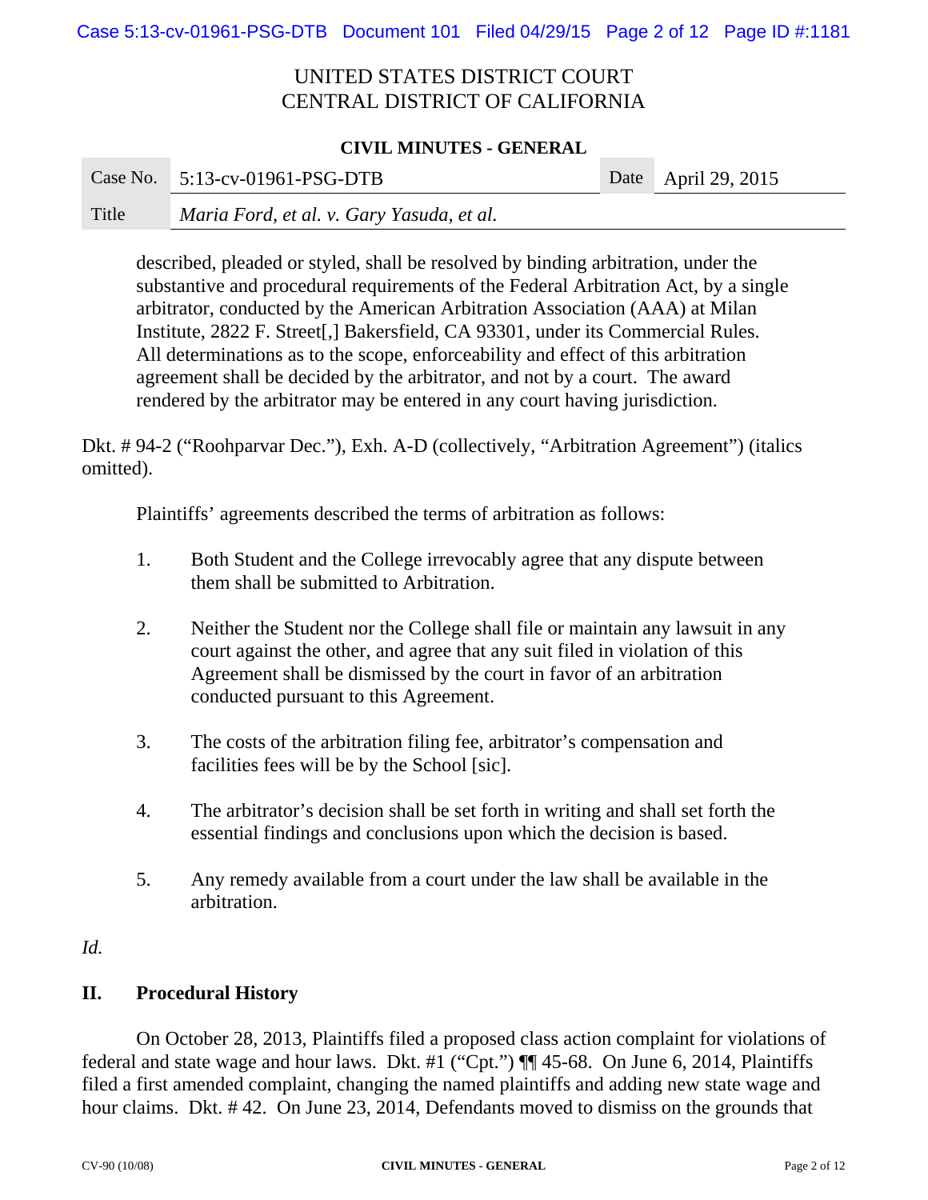UNITED STATES DISTRICT COURT
CENTRAL DISTRICT OF CALIFORNIA

**CIVIL MINUTES - GENERAL**

| Case No. | 5:13-cv-01961-PSG-DTB | Date | April 29, 2015 |
|---|---|---|---|
| Title | *Maria Ford, et al. v. Gary Yasuda, et al.* | | |

> described, pleaded or styled, shall be resolved by binding arbitration, under the substantive and procedural requirements of the Federal Arbitration Act, by a single arbitrator, conducted by the American Arbitration Association (AAA) at Milan Institute, 2822 F. Street[,] Bakersfield, CA 93301, under its Commercial Rules. All determinations as to the scope, enforceability and effect of this arbitration agreement shall be decided by the arbitrator, and not by a court. The award rendered by the arbitrator may be entered in any court having jurisdiction.

Dkt. # 94-2 ("Roohparvar Dec."), Exh. A-D (collectively, "Arbitration Agreement") (italics omitted).

Plaintiffs' agreements described the terms of arbitration as follows:

> 1. Both Student and the College irrevocably agree that any dispute between them shall be submitted to Arbitration.
>
> 2. Neither the Student nor the College shall file or maintain any lawsuit in any court against the other, and agree that any suit filed in violation of this Agreement shall be dismissed by the court in favor of an arbitration conducted pursuant to this Agreement.
>
> 3. The costs of the arbitration filing fee, arbitrator's compensation and facilities fees will be by the School [sic].
>
> 4. The arbitrator's decision shall be set forth in writing and shall set forth the essential findings and conclusions upon which the decision is based.
>
> 5. Any remedy available from a court under the law shall be available in the arbitration.

*Id.*

## II. Procedural History

On October 28, 2013, Plaintiffs filed a proposed class action complaint for violations of federal and state wage and hour laws. Dkt. #1 ("Cpt.") ¶¶ 45-68. On June 6, 2014, Plaintiffs filed a first amended complaint, changing the named plaintiffs and adding new state wage and hour claims. Dkt. # 42. On June 23, 2014, Defendants moved to dismiss on the grounds that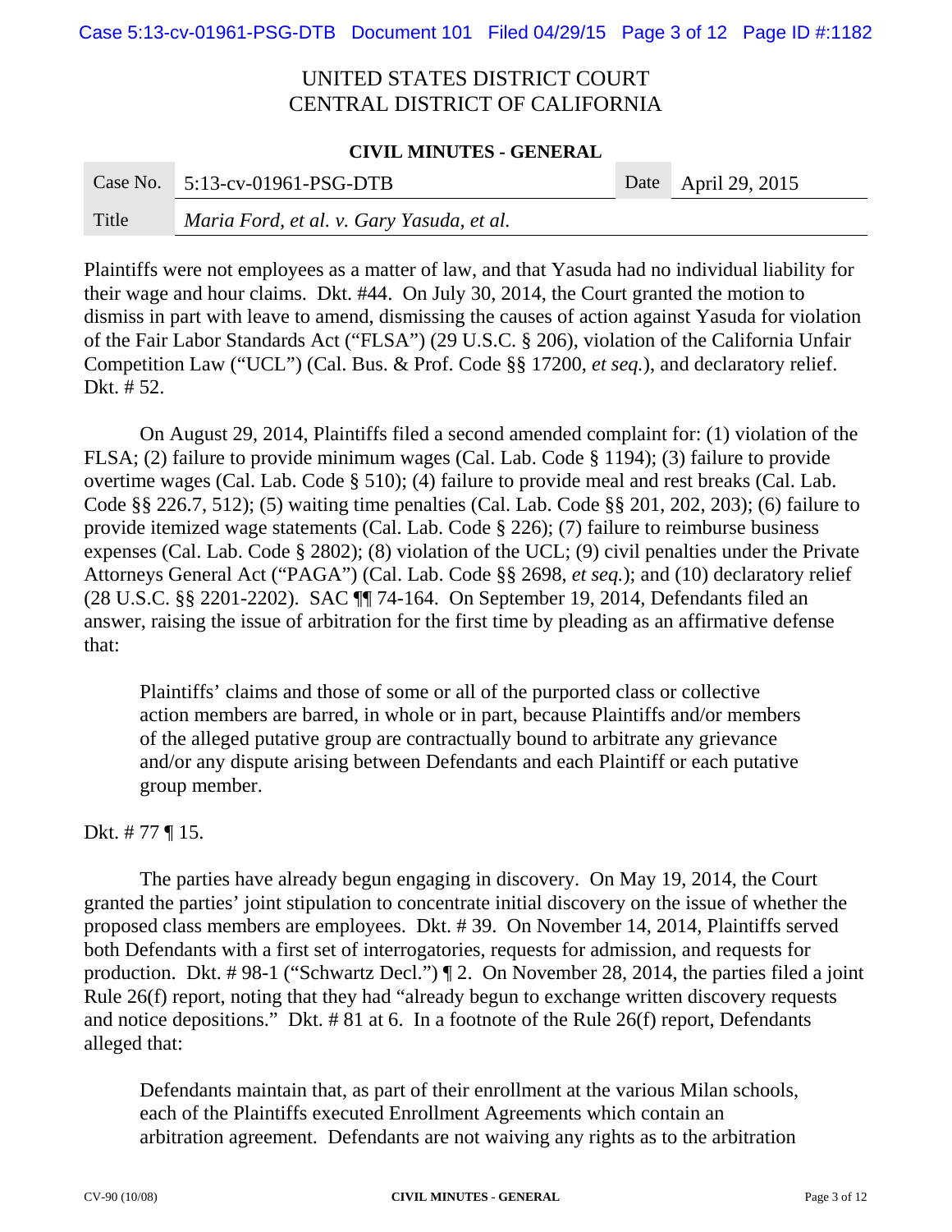Plaintiffs were not employees as a matter of law, and that Yasuda had no individual liability for their wage and hour claims. Dkt. #44. On July 30, 2014, the Court granted the motion to dismiss in part with leave to amend, dismissing the causes of action against Yasuda for violation of the Fair Labor Standards Act ("FLSA") (29 U.S.C. § 206), violation of the California Unfair Competition Law ("UCL") (Cal. Bus. & Prof. Code §§ 17200, *et seq.*), and declaratory relief. Dkt. # 52.

On August 29, 2014, Plaintiffs filed a second amended complaint for: (1) violation of the FLSA; (2) failure to provide minimum wages (Cal. Lab. Code § 1194); (3) failure to provide overtime wages (Cal. Lab. Code § 510); (4) failure to provide meal and rest breaks (Cal. Lab. Code §§ 226.7, 512); (5) waiting time penalties (Cal. Lab. Code §§ 201, 202, 203); (6) failure to provide itemized wage statements (Cal. Lab. Code § 226); (7) failure to reimburse business expenses (Cal. Lab. Code § 2802); (8) violation of the UCL; (9) civil penalties under the Private Attorneys General Act ("PAGA") (Cal. Lab. Code §§ 2698, *et seq.*); and (10) declaratory relief (28 U.S.C. §§ 2201-2202). SAC ¶¶ 74-164. On September 19, 2014, Defendants filed an answer, raising the issue of arbitration for the first time by pleading as an affirmative defense that:

> Plaintiffs' claims and those of some or all of the purported class or collective action members are barred, in whole or in part, because Plaintiffs and/or members of the alleged putative group are contractually bound to arbitrate any grievance and/or any dispute arising between Defendants and each Plaintiff or each putative group member.

Dkt. # 77 ¶ 15.

The parties have already begun engaging in discovery. On May 19, 2014, the Court granted the parties' joint stipulation to concentrate initial discovery on the issue of whether the proposed class members are employees. Dkt. # 39. On November 14, 2014, Plaintiffs served both Defendants with a first set of interrogatories, requests for admission, and requests for production. Dkt. # 98-1 ("Schwartz Decl.") ¶ 2. On November 28, 2014, the parties filed a joint Rule 26(f) report, noting that they had "already begun to exchange written discovery requests and notice depositions." Dkt. # 81 at 6. In a footnote of the Rule 26(f) report, Defendants alleged that:

> Defendants maintain that, as part of their enrollment at the various Milan schools, each of the Plaintiffs executed Enrollment Agreements which contain an arbitration agreement. Defendants are not waiving any rights as to the arbitration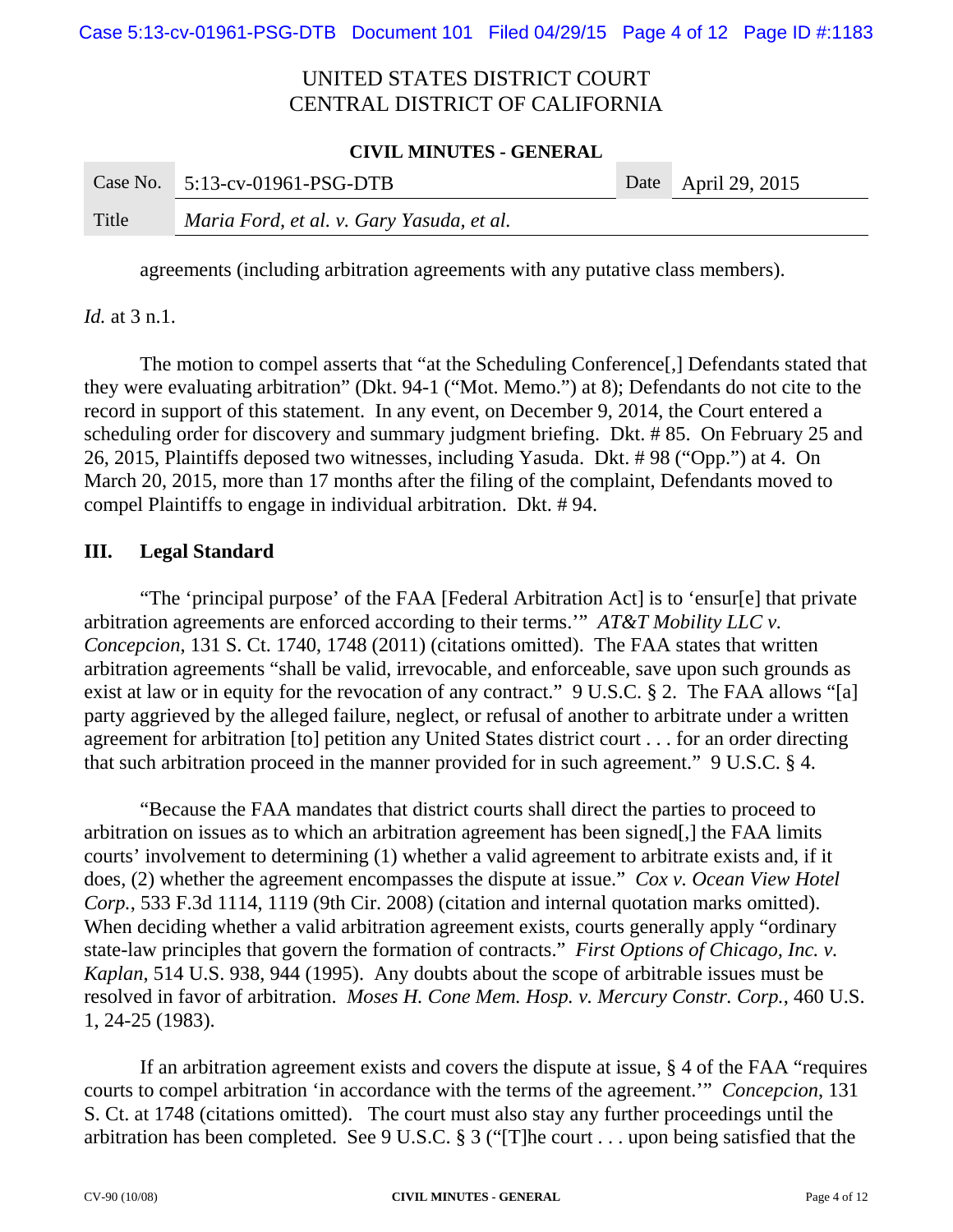agreements (including arbitration agreements with any putative class members).

*Id.* at 3 n.1.

The motion to compel asserts that "at the Scheduling Conference[,] Defendants stated that they were evaluating arbitration" (Dkt. 94-1 ("Mot. Memo.") at 8); Defendants do not cite to the record in support of this statement. In any event, on December 9, 2014, the Court entered a scheduling order for discovery and summary judgment briefing. Dkt. # 85. On February 25 and 26, 2015, Plaintiffs deposed two witnesses, including Yasuda. Dkt. # 98 ("Opp.") at 4. On March 20, 2015, more than 17 months after the filing of the complaint, Defendants moved to compel Plaintiffs to engage in individual arbitration. Dkt. # 94.

## III. Legal Standard

"The 'principal purpose' of the FAA [Federal Arbitration Act] is to 'ensur[e] that private arbitration agreements are enforced according to their terms.'" *AT&T Mobility LLC v. Concepcion*, 131 S. Ct. 1740, 1748 (2011) (citations omitted). The FAA states that written arbitration agreements "shall be valid, irrevocable, and enforceable, save upon such grounds as exist at law or in equity for the revocation of any contract." 9 U.S.C. § 2. The FAA allows "[a] party aggrieved by the alleged failure, neglect, or refusal of another to arbitrate under a written agreement for arbitration [to] petition any United States district court . . . for an order directing that such arbitration proceed in the manner provided for in such agreement." 9 U.S.C. § 4.

"Because the FAA mandates that district courts shall direct the parties to proceed to arbitration on issues as to which an arbitration agreement has been signed[,] the FAA limits courts' involvement to determining (1) whether a valid agreement to arbitrate exists and, if it does, (2) whether the agreement encompasses the dispute at issue." *Cox v. Ocean View Hotel Corp.*, 533 F.3d 1114, 1119 (9th Cir. 2008) (citation and internal quotation marks omitted). When deciding whether a valid arbitration agreement exists, courts generally apply "ordinary state-law principles that govern the formation of contracts." *First Options of Chicago, Inc. v. Kaplan*, 514 U.S. 938, 944 (1995). Any doubts about the scope of arbitrable issues must be resolved in favor of arbitration. *Moses H. Cone Mem. Hosp. v. Mercury Constr. Corp.*, 460 U.S. 1, 24-25 (1983).

If an arbitration agreement exists and covers the dispute at issue, § 4 of the FAA "requires courts to compel arbitration 'in accordance with the terms of the agreement.'" *Concepcion*, 131 S. Ct. at 1748 (citations omitted). The court must also stay any further proceedings until the arbitration has been completed. See 9 U.S.C. § 3 ("[T]he court . . . upon being satisfied that the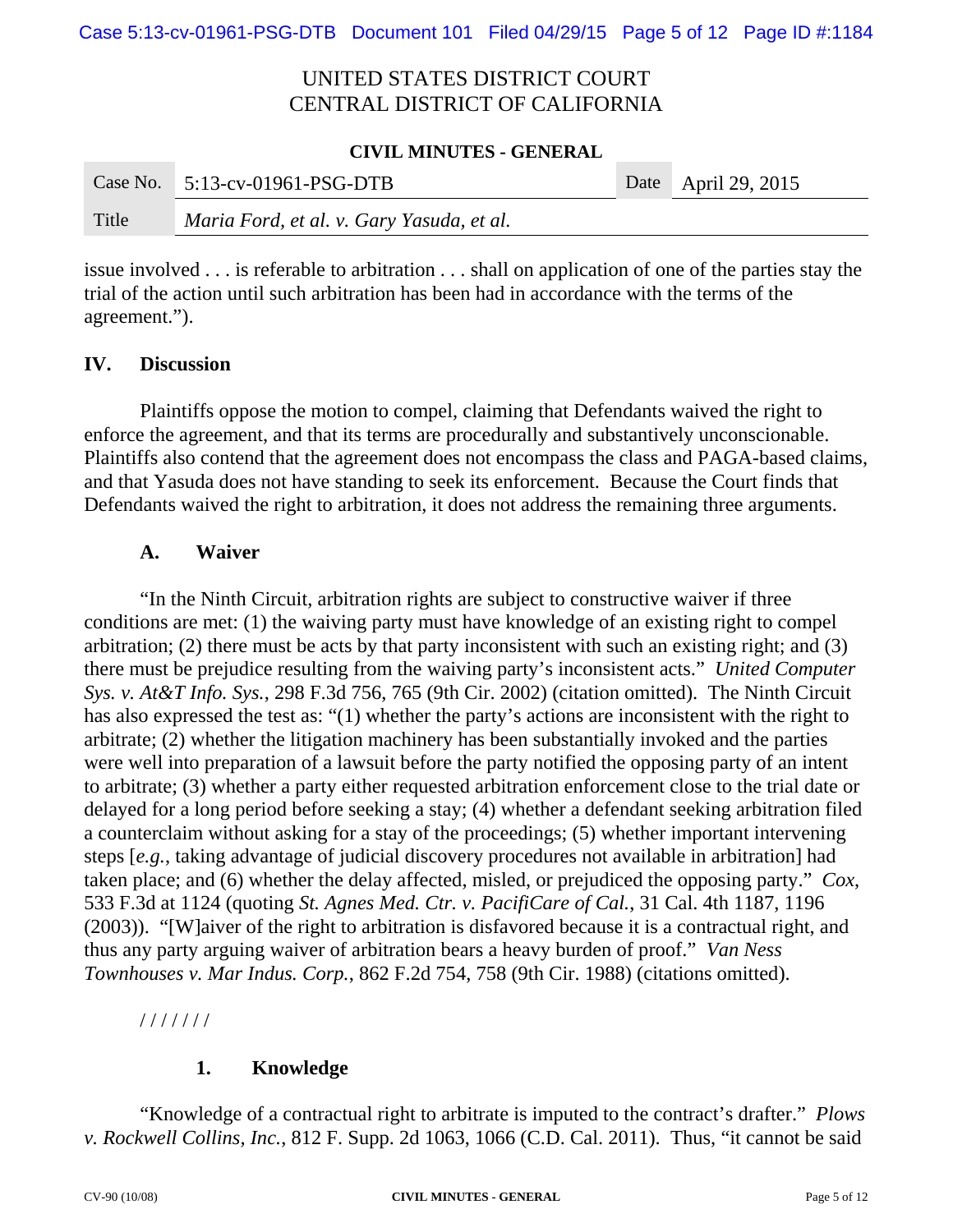issue involved . . . is referable to arbitration . . . shall on application of one of the parties stay the trial of the action until such arbitration has been had in accordance with the terms of the agreement.").

## IV. Discussion

Plaintiffs oppose the motion to compel, claiming that Defendants waived the right to enforce the agreement, and that its terms are procedurally and substantively unconscionable. Plaintiffs also contend that the agreement does not encompass the class and PAGA-based claims, and that Yasuda does not have standing to seek its enforcement. Because the Court finds that Defendants waived the right to arbitration, it does not address the remaining three arguments.

### A. Waiver

"In the Ninth Circuit, arbitration rights are subject to constructive waiver if three conditions are met: (1) the waiving party must have knowledge of an existing right to compel arbitration; (2) there must be acts by that party inconsistent with such an existing right; and (3) there must be prejudice resulting from the waiving party's inconsistent acts." *United Computer Sys. v. At&T Info. Sys.*, 298 F.3d 756, 765 (9th Cir. 2002) (citation omitted). The Ninth Circuit has also expressed the test as: "(1) whether the party's actions are inconsistent with the right to arbitrate; (2) whether the litigation machinery has been substantially invoked and the parties were well into preparation of a lawsuit before the party notified the opposing party of an intent to arbitrate; (3) whether a party either requested arbitration enforcement close to the trial date or delayed for a long period before seeking a stay; (4) whether a defendant seeking arbitration filed a counterclaim without asking for a stay of the proceedings; (5) whether important intervening steps [*e.g.*, taking advantage of judicial discovery procedures not available in arbitration] had taken place; and (6) whether the delay affected, misled, or prejudiced the opposing party." *Cox*, 533 F.3d at 1124 (quoting *St. Agnes Med. Ctr. v. PacifiCare of Cal.*, 31 Cal. 4th 1187, 1196 (2003)). "[W]aiver of the right to arbitration is disfavored because it is a contractual right, and thus any party arguing waiver of arbitration bears a heavy burden of proof." *Van Ness Townhouses v. Mar Indus. Corp.*, 862 F.2d 754, 758 (9th Cir. 1988) (citations omitted).

/ / / / / / /

#### 1. Knowledge

"Knowledge of a contractual right to arbitrate is imputed to the contract's drafter." *Plows v. Rockwell Collins, Inc.*, 812 F. Supp. 2d 1063, 1066 (C.D. Cal. 2011). Thus, "it cannot be said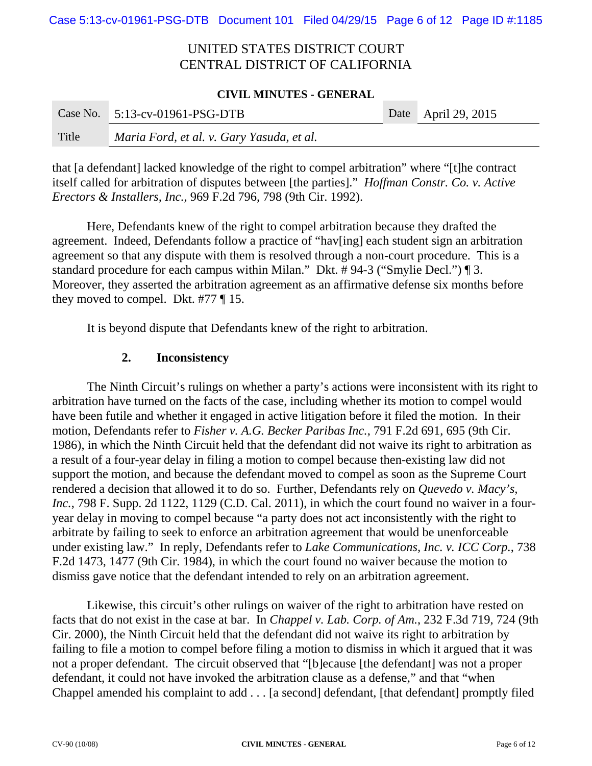that [a defendant] lacked knowledge of the right to compel arbitration" where "[t]he contract itself called for arbitration of disputes between [the parties]." *Hoffman Constr. Co. v. Active Erectors & Installers, Inc.*, 969 F.2d 796, 798 (9th Cir. 1992).

Here, Defendants knew of the right to compel arbitration because they drafted the agreement. Indeed, Defendants follow a practice of "hav[ing] each student sign an arbitration agreement so that any dispute with them is resolved through a non-court procedure. This is a standard procedure for each campus within Milan." Dkt. # 94-3 ("Smylie Decl.") ¶ 3. Moreover, they asserted the arbitration agreement as an affirmative defense six months before they moved to compel. Dkt. #77 ¶ 15.

It is beyond dispute that Defendants knew of the right to arbitration.

### 2. Inconsistency

The Ninth Circuit's rulings on whether a party's actions were inconsistent with its right to arbitration have turned on the facts of the case, including whether its motion to compel would have been futile and whether it engaged in active litigation before it filed the motion. In their motion, Defendants refer to *Fisher v. A.G. Becker Paribas Inc.*, 791 F.2d 691, 695 (9th Cir. 1986), in which the Ninth Circuit held that the defendant did not waive its right to arbitration as a result of a four-year delay in filing a motion to compel because then-existing law did not support the motion, and because the defendant moved to compel as soon as the Supreme Court rendered a decision that allowed it to do so. Further, Defendants rely on *Quevedo v. Macy's, Inc.*, 798 F. Supp. 2d 1122, 1129 (C.D. Cal. 2011), in which the court found no waiver in a four-year delay in moving to compel because "a party does not act inconsistently with the right to arbitrate by failing to seek to enforce an arbitration agreement that would be unenforceable under existing law." In reply, Defendants refer to *Lake Communications, Inc. v. ICC Corp.*, 738 F.2d 1473, 1477 (9th Cir. 1984), in which the court found no waiver because the motion to dismiss gave notice that the defendant intended to rely on an arbitration agreement.

Likewise, this circuit's other rulings on waiver of the right to arbitration have rested on facts that do not exist in the case at bar. In *Chappel v. Lab. Corp. of Am.*, 232 F.3d 719, 724 (9th Cir. 2000), the Ninth Circuit held that the defendant did not waive its right to arbitration by failing to file a motion to compel before filing a motion to dismiss in which it argued that it was not a proper defendant. The circuit observed that "[b]ecause [the defendant] was not a proper defendant, it could not have invoked the arbitration clause as a defense," and that "when Chappel amended his complaint to add . . . [a second] defendant, [that defendant] promptly filed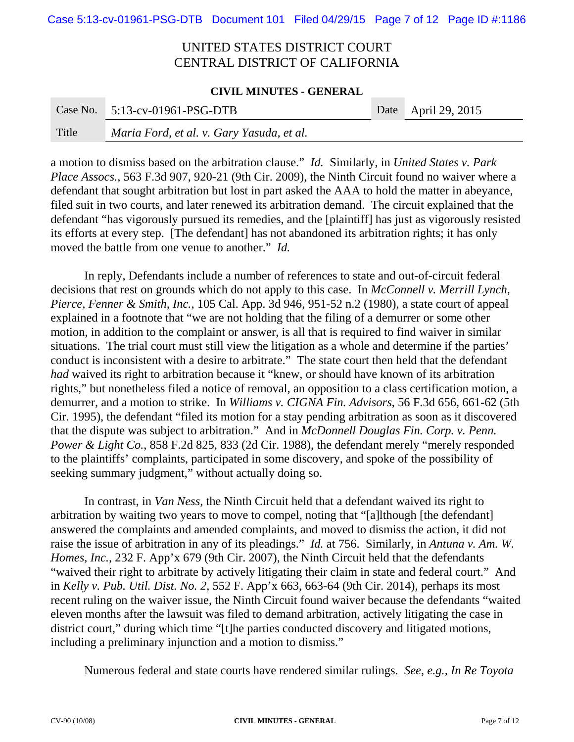a motion to dismiss based on the arbitration clause." *Id.* Similarly, in *United States v. Park Place Assocs.*, 563 F.3d 907, 920-21 (9th Cir. 2009), the Ninth Circuit found no waiver where a defendant that sought arbitration but lost in part asked the AAA to hold the matter in abeyance, filed suit in two courts, and later renewed its arbitration demand. The circuit explained that the defendant "has vigorously pursued its remedies, and the [plaintiff] has just as vigorously resisted its efforts at every step. [The defendant] has not abandoned its arbitration rights; it has only moved the battle from one venue to another." *Id.*

In reply, Defendants include a number of references to state and out-of-circuit federal decisions that rest on grounds which do not apply to this case. In *McConnell v. Merrill Lynch, Pierce, Fenner & Smith, Inc.*, 105 Cal. App. 3d 946, 951-52 n.2 (1980), a state court of appeal explained in a footnote that "we are not holding that the filing of a demurrer or some other motion, in addition to the complaint or answer, is all that is required to find waiver in similar situations. The trial court must still view the litigation as a whole and determine if the parties' conduct is inconsistent with a desire to arbitrate." The state court then held that the defendant *had* waived its right to arbitration because it "knew, or should have known of its arbitration rights," but nonetheless filed a notice of removal, an opposition to a class certification motion, a demurrer, and a motion to strike. In *Williams v. CIGNA Fin. Advisors*, 56 F.3d 656, 661-62 (5th Cir. 1995), the defendant "filed its motion for a stay pending arbitration as soon as it discovered that the dispute was subject to arbitration." And in *McDonnell Douglas Fin. Corp. v. Penn. Power & Light Co.*, 858 F.2d 825, 833 (2d Cir. 1988), the defendant merely "merely responded to the plaintiffs' complaints, participated in some discovery, and spoke of the possibility of seeking summary judgment," without actually doing so.

In contrast, in *Van Ness*, the Ninth Circuit held that a defendant waived its right to arbitration by waiting two years to move to compel, noting that "[a]lthough [the defendant] answered the complaints and amended complaints, and moved to dismiss the action, it did not raise the issue of arbitration in any of its pleadings." *Id.* at 756. Similarly, in *Antuna v. Am. W. Homes, Inc.*, 232 F. App'x 679 (9th Cir. 2007), the Ninth Circuit held that the defendants "waived their right to arbitrate by actively litigating their claim in state and federal court." And in *Kelly v. Pub. Util. Dist. No. 2*, 552 F. App'x 663, 663-64 (9th Cir. 2014), perhaps its most recent ruling on the waiver issue, the Ninth Circuit found waiver because the defendants "waited eleven months after the lawsuit was filed to demand arbitration, actively litigating the case in district court," during which time "[t]he parties conducted discovery and litigated motions, including a preliminary injunction and a motion to dismiss."

Numerous federal and state courts have rendered similar rulings. *See, e.g.*, *In Re Toyota*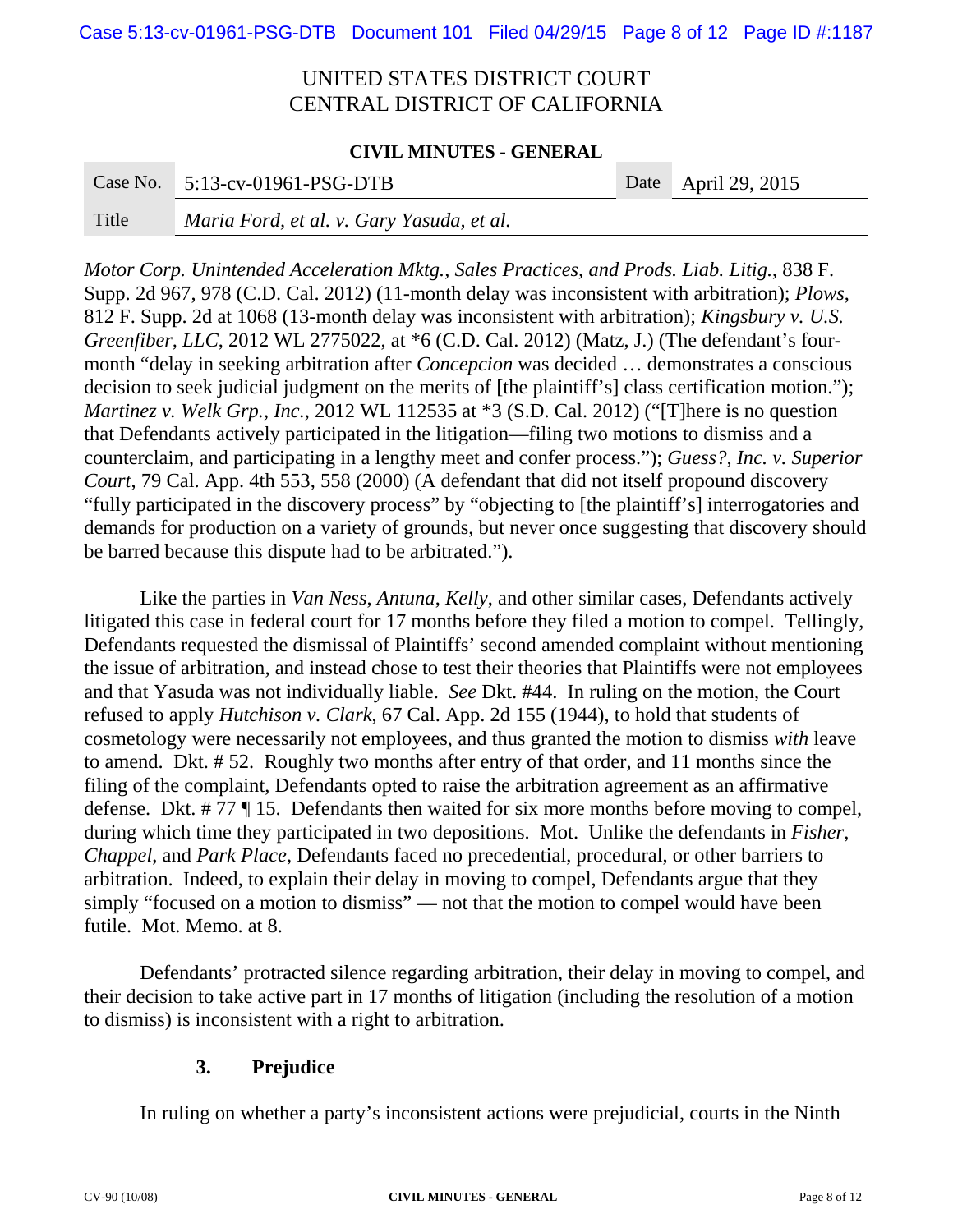*Motor Corp. Unintended Acceleration Mktg., Sales Practices, and Prods. Liab. Litig.*, 838 F. Supp. 2d 967, 978 (C.D. Cal. 2012) (11-month delay was inconsistent with arbitration); *Plows*, 812 F. Supp. 2d at 1068 (13-month delay was inconsistent with arbitration); *Kingsbury v. U.S. Greenfiber, LLC*, 2012 WL 2775022, at *6 (C.D. Cal. 2012) (Matz, J.) (The defendant's four-month "delay in seeking arbitration after *Concepcion* was decided … demonstrates a conscious decision to seek judicial judgment on the merits of [the plaintiff's] class certification motion."); *Martinez v. Welk Grp., Inc.*, 2012 WL 112535 at *3 (S.D. Cal. 2012) ("[T]here is no question that Defendants actively participated in the litigation—filing two motions to dismiss and a counterclaim, and participating in a lengthy meet and confer process."); *Guess?, Inc. v. Superior Court*, 79 Cal. App. 4th 553, 558 (2000) (A defendant that did not itself propound discovery "fully participated in the discovery process" by "objecting to [the plaintiff's] interrogatories and demands for production on a variety of grounds, but never once suggesting that discovery should be barred because this dispute had to be arbitrated.").

Like the parties in *Van Ness*, *Antuna*, *Kelly*, and other similar cases, Defendants actively litigated this case in federal court for 17 months before they filed a motion to compel. Tellingly, Defendants requested the dismissal of Plaintiffs' second amended complaint without mentioning the issue of arbitration, and instead chose to test their theories that Plaintiffs were not employees and that Yasuda was not individually liable. *See* Dkt. #44. In ruling on the motion, the Court refused to apply *Hutchison v. Clark*, 67 Cal. App. 2d 155 (1944), to hold that students of cosmetology were necessarily not employees, and thus granted the motion to dismiss *with* leave to amend. Dkt. # 52. Roughly two months after entry of that order, and 11 months since the filing of the complaint, Defendants opted to raise the arbitration agreement as an affirmative defense. Dkt. # 77 ¶ 15. Defendants then waited for six more months before moving to compel, during which time they participated in two depositions. Mot. Unlike the defendants in *Fisher*, *Chappel*, and *Park Place*, Defendants faced no precedential, procedural, or other barriers to arbitration. Indeed, to explain their delay in moving to compel, Defendants argue that they simply "focused on a motion to dismiss" — not that the motion to compel would have been futile. Mot. Memo. at 8.

Defendants' protracted silence regarding arbitration, their delay in moving to compel, and their decision to take active part in 17 months of litigation (including the resolution of a motion to dismiss) is inconsistent with a right to arbitration.

### 3. Prejudice

In ruling on whether a party's inconsistent actions were prejudicial, courts in the Ninth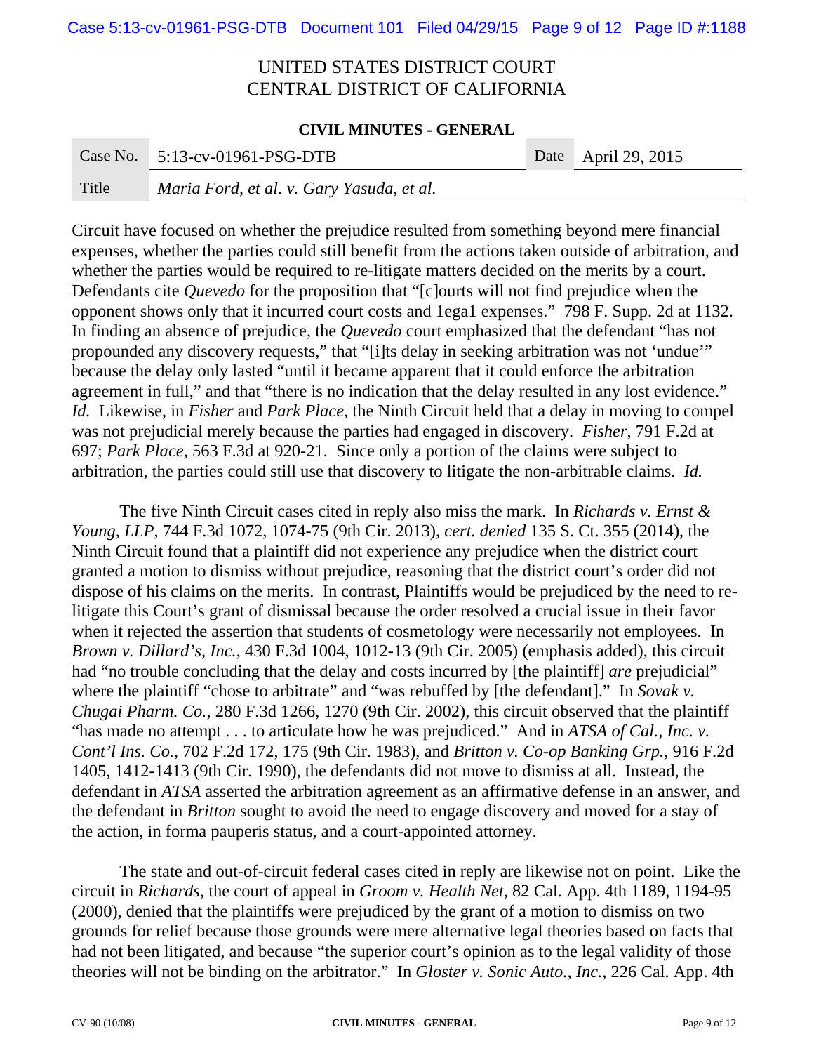Circuit have focused on whether the prejudice resulted from something beyond mere financial expenses, whether the parties could still benefit from the actions taken outside of arbitration, and whether the parties would be required to re-litigate matters decided on the merits by a court. Defendants cite *Quevedo* for the proposition that "[c]ourts will not find prejudice when the opponent shows only that it incurred court costs and 1ega1 expenses." 798 F. Supp. 2d at 1132. In finding an absence of prejudice, the *Quevedo* court emphasized that the defendant "has not propounded any discovery requests," that "[i]ts delay in seeking arbitration was not 'undue'" because the delay only lasted "until it became apparent that it could enforce the arbitration agreement in full," and that "there is no indication that the delay resulted in any lost evidence." *Id.* Likewise, in *Fisher* and *Park Place*, the Ninth Circuit held that a delay in moving to compel was not prejudicial merely because the parties had engaged in discovery. *Fisher*, 791 F.2d at 697; *Park Place*, 563 F.3d at 920-21. Since only a portion of the claims were subject to arbitration, the parties could still use that discovery to litigate the non-arbitrable claims. *Id.*

The five Ninth Circuit cases cited in reply also miss the mark. In *Richards v. Ernst & Young, LLP*, 744 F.3d 1072, 1074-75 (9th Cir. 2013), *cert. denied* 135 S. Ct. 355 (2014), the Ninth Circuit found that a plaintiff did not experience any prejudice when the district court granted a motion to dismiss without prejudice, reasoning that the district court's order did not dispose of his claims on the merits. In contrast, Plaintiffs would be prejudiced by the need to re-litigate this Court's grant of dismissal because the order resolved a crucial issue in their favor when it rejected the assertion that students of cosmetology were necessarily not employees. In *Brown v. Dillard's, Inc.*, 430 F.3d 1004, 1012-13 (9th Cir. 2005) (emphasis added), this circuit had "no trouble concluding that the delay and costs incurred by [the plaintiff] *are* prejudicial" where the plaintiff "chose to arbitrate" and "was rebuffed by [the defendant]." In *Sovak v. Chugai Pharm. Co.*, 280 F.3d 1266, 1270 (9th Cir. 2002), this circuit observed that the plaintiff "has made no attempt . . . to articulate how he was prejudiced." And in *ATSA of Cal., Inc. v. Cont'l Ins. Co.*, 702 F.2d 172, 175 (9th Cir. 1983), and *Britton v. Co-op Banking Grp.*, 916 F.2d 1405, 1412-1413 (9th Cir. 1990), the defendants did not move to dismiss at all. Instead, the defendant in *ATSA* asserted the arbitration agreement as an affirmative defense in an answer, and the defendant in *Britton* sought to avoid the need to engage discovery and moved for a stay of the action, in forma pauperis status, and a court-appointed attorney.

The state and out-of-circuit federal cases cited in reply are likewise not on point. Like the circuit in *Richards*, the court of appeal in *Groom v. Health Net*, 82 Cal. App. 4th 1189, 1194-95 (2000), denied that the plaintiffs were prejudiced by the grant of a motion to dismiss on two grounds for relief because those grounds were mere alternative legal theories based on facts that had not been litigated, and because "the superior court's opinion as to the legal validity of those theories will not be binding on the arbitrator." In *Gloster v. Sonic Auto., Inc.*, 226 Cal. App. 4th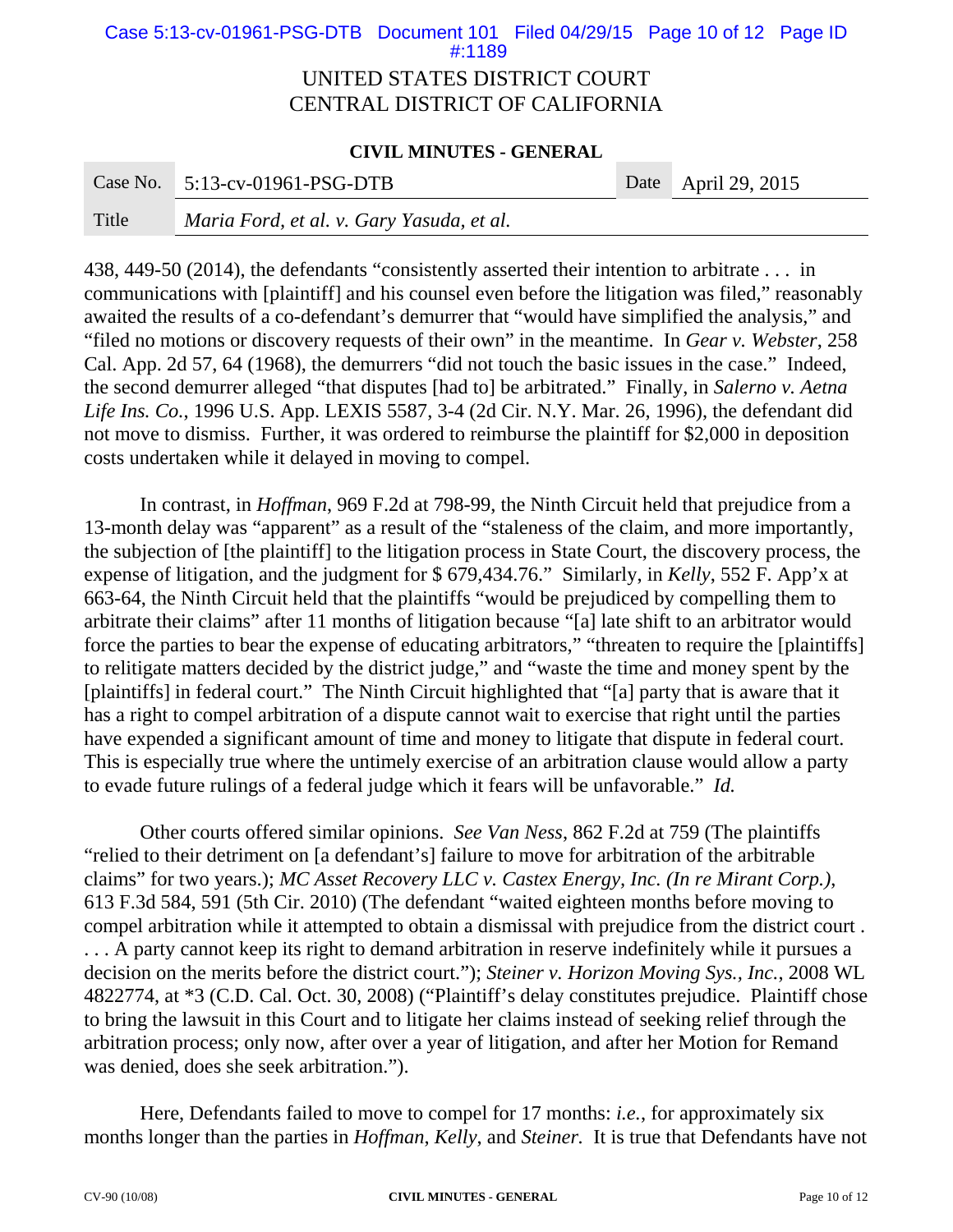438, 449-50 (2014), the defendants "consistently asserted their intention to arbitrate . . . in communications with [plaintiff] and his counsel even before the litigation was filed," reasonably awaited the results of a co-defendant's demurrer that "would have simplified the analysis," and "filed no motions or discovery requests of their own" in the meantime. In *Gear v. Webster*, 258 Cal. App. 2d 57, 64 (1968), the demurrers "did not touch the basic issues in the case." Indeed, the second demurrer alleged "that disputes [had to] be arbitrated." Finally, in *Salerno v. Aetna Life Ins. Co.*, 1996 U.S. App. LEXIS 5587, 3-4 (2d Cir. N.Y. Mar. 26, 1996), the defendant did not move to dismiss. Further, it was ordered to reimburse the plaintiff for $2,000 in deposition costs undertaken while it delayed in moving to compel.

In contrast, in *Hoffman*, 969 F.2d at 798-99, the Ninth Circuit held that prejudice from a 13-month delay was "apparent" as a result of the "staleness of the claim, and more importantly, the subjection of [the plaintiff] to the litigation process in State Court, the discovery process, the expense of litigation, and the judgment for $ 679,434.76." Similarly, in *Kelly*, 552 F. App'x at 663-64, the Ninth Circuit held that the plaintiffs "would be prejudiced by compelling them to arbitrate their claims" after 11 months of litigation because "[a] late shift to an arbitrator would force the parties to bear the expense of educating arbitrators," "threaten to require the [plaintiffs] to relitigate matters decided by the district judge," and "waste the time and money spent by the [plaintiffs] in federal court." The Ninth Circuit highlighted that "[a] party that is aware that it has a right to compel arbitration of a dispute cannot wait to exercise that right until the parties have expended a significant amount of time and money to litigate that dispute in federal court. This is especially true where the untimely exercise of an arbitration clause would allow a party to evade future rulings of a federal judge which it fears will be unfavorable." *Id.*

Other courts offered similar opinions. *See Van Ness*, 862 F.2d at 759 (The plaintiffs "relied to their detriment on [a defendant's] failure to move for arbitration of the arbitrable claims" for two years.); *MC Asset Recovery LLC v. Castex Energy, Inc. (In re Mirant Corp.)*, 613 F.3d 584, 591 (5th Cir. 2010) (The defendant "waited eighteen months before moving to compel arbitration while it attempted to obtain a dismissal with prejudice from the district court . . . . A party cannot keep its right to demand arbitration in reserve indefinitely while it pursues a decision on the merits before the district court."); *Steiner v. Horizon Moving Sys., Inc.*, 2008 WL 4822774, at *3 (C.D. Cal. Oct. 30, 2008) ("Plaintiff's delay constitutes prejudice. Plaintiff chose to bring the lawsuit in this Court and to litigate her claims instead of seeking relief through the arbitration process; only now, after over a year of litigation, and after her Motion for Remand was denied, does she seek arbitration.").

Here, Defendants failed to move to compel for 17 months: *i.e.*, for approximately six months longer than the parties in *Hoffman*, *Kelly*, and *Steiner.* It is true that Defendants have not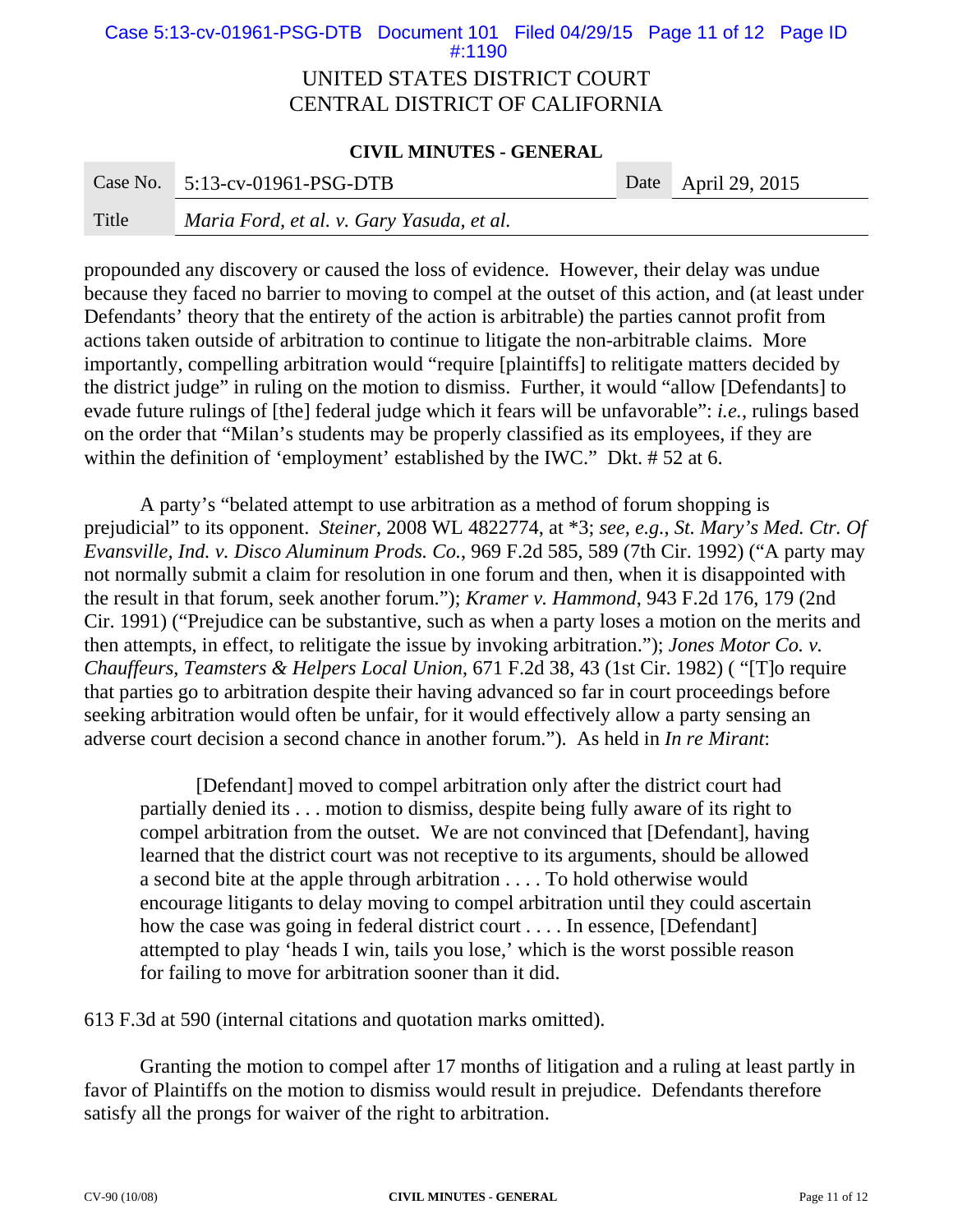propounded any discovery or caused the loss of evidence. However, their delay was undue because they faced no barrier to moving to compel at the outset of this action, and (at least under Defendants' theory that the entirety of the action is arbitrable) the parties cannot profit from actions taken outside of arbitration to continue to litigate the non-arbitrable claims. More importantly, compelling arbitration would "require [plaintiffs] to relitigate matters decided by the district judge" in ruling on the motion to dismiss. Further, it would "allow [Defendants] to evade future rulings of [the] federal judge which it fears will be unfavorable": *i.e.*, rulings based on the order that "Milan's students may be properly classified as its employees, if they are within the definition of 'employment' established by the IWC." Dkt. # 52 at 6.

A party's "belated attempt to use arbitration as a method of forum shopping is prejudicial" to its opponent. *Steiner*, 2008 WL 4822774, at *3; *see, e.g.*, *St. Mary's Med. Ctr. Of Evansville, Ind. v. Disco Aluminum Prods. Co.*, 969 F.2d 585, 589 (7th Cir. 1992) ("A party may not normally submit a claim for resolution in one forum and then, when it is disappointed with the result in that forum, seek another forum."); *Kramer v. Hammond*, 943 F.2d 176, 179 (2nd Cir. 1991) ("Prejudice can be substantive, such as when a party loses a motion on the merits and then attempts, in effect, to relitigate the issue by invoking arbitration."); *Jones Motor Co. v. Chauffeurs, Teamsters & Helpers Local Union*, 671 F.2d 38, 43 (1st Cir. 1982) ( "[T]o require that parties go to arbitration despite their having advanced so far in court proceedings before seeking arbitration would often be unfair, for it would effectively allow a party sensing an adverse court decision a second chance in another forum."). As held in *In re Mirant*:

> [Defendant] moved to compel arbitration only after the district court had partially denied its . . . motion to dismiss, despite being fully aware of its right to compel arbitration from the outset. We are not convinced that [Defendant], having learned that the district court was not receptive to its arguments, should be allowed a second bite at the apple through arbitration . . . . To hold otherwise would encourage litigants to delay moving to compel arbitration until they could ascertain how the case was going in federal district court . . . . In essence, [Defendant] attempted to play 'heads I win, tails you lose,' which is the worst possible reason for failing to move for arbitration sooner than it did.

613 F.3d at 590 (internal citations and quotation marks omitted).

Granting the motion to compel after 17 months of litigation and a ruling at least partly in favor of Plaintiffs on the motion to dismiss would result in prejudice. Defendants therefore satisfy all the prongs for waiver of the right to arbitration.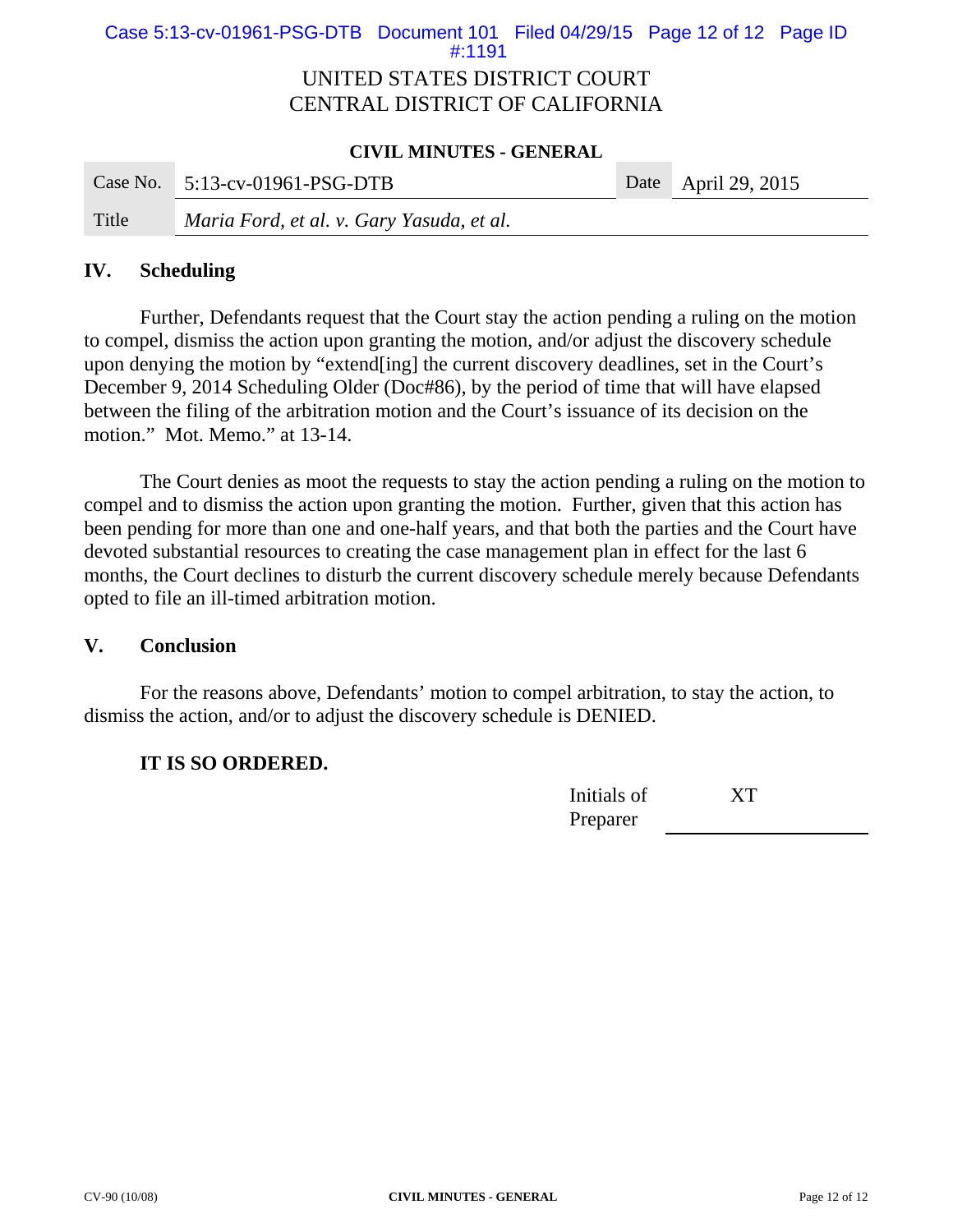UNITED STATES DISTRICT COURT
CENTRAL DISTRICT OF CALIFORNIA

**CIVIL MINUTES - GENERAL**

| | | | |
|---|---|---|---|
| Case No. | 5:13-cv-01961-PSG-DTB | Date | April 29, 2015 |
| Title | *Maria Ford, et al. v. Gary Yasuda, et al.* | | |

## IV. Scheduling

Further, Defendants request that the Court stay the action pending a ruling on the motion to compel, dismiss the action upon granting the motion, and/or adjust the discovery schedule upon denying the motion by "extend[ing] the current discovery deadlines, set in the Court's December 9, 2014 Scheduling Older (Doc#86), by the period of time that will have elapsed between the filing of the arbitration motion and the Court's issuance of its decision on the motion." Mot. Memo." at 13-14.

The Court denies as moot the requests to stay the action pending a ruling on the motion to compel and to dismiss the action upon granting the motion. Further, given that this action has been pending for more than one and one-half years, and that both the parties and the Court have devoted substantial resources to creating the case management plan in effect for the last 6 months, the Court declines to disturb the current discovery schedule merely because Defendants opted to file an ill-timed arbitration motion.

## V. Conclusion

For the reasons above, Defendants' motion to compel arbitration, to stay the action, to dismiss the action, and/or to adjust the discovery schedule is DENIED.

**IT IS SO ORDERED.**

Initials of Preparer: XT